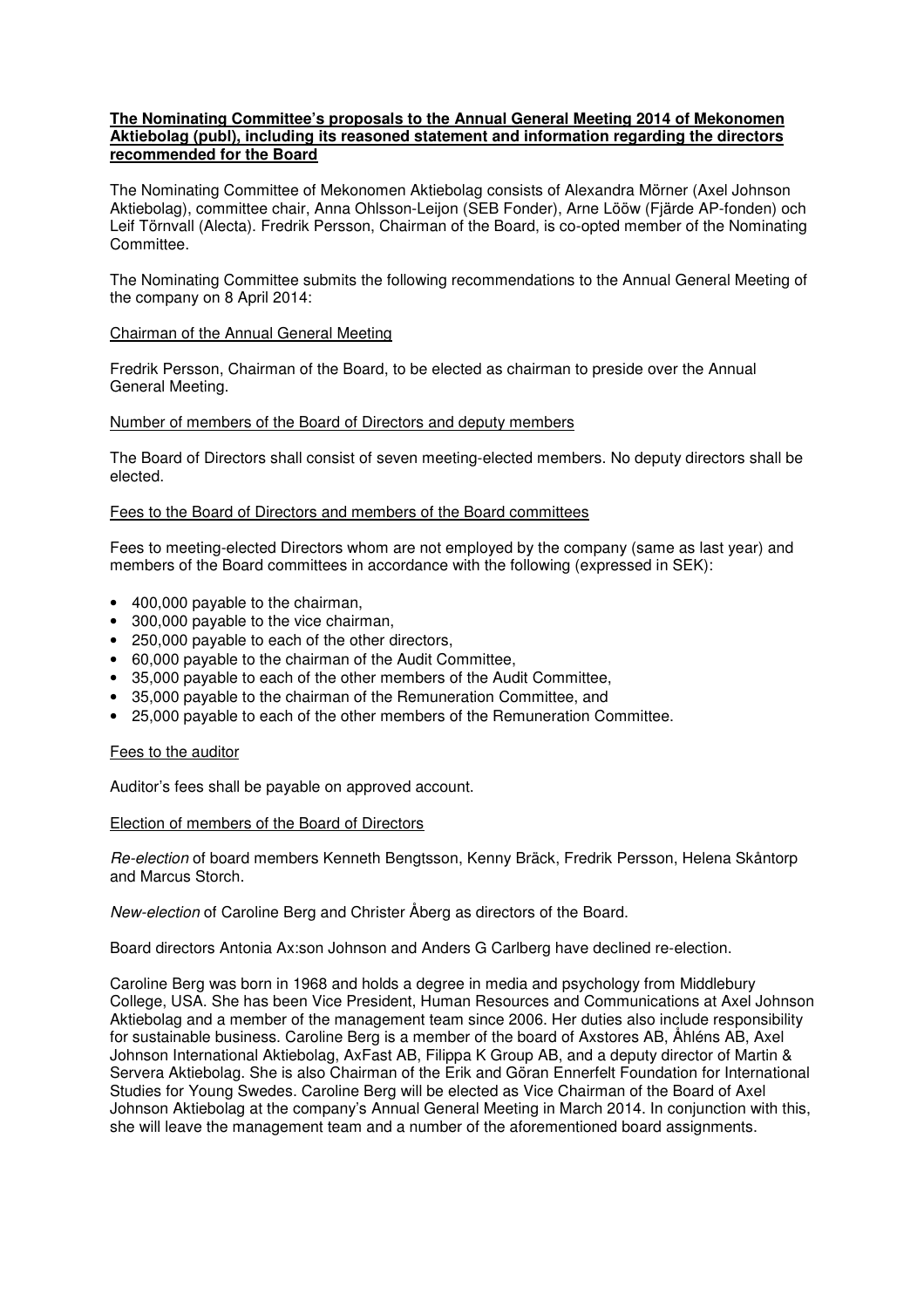**The Nominating Committee's proposals to the Annual General Meeting 2014 of Mekonomen Aktiebolag (publ), including its reasoned statement and information regarding the directors recommended for the Board**

The Nominating Committee of Mekonomen Aktiebolag consists of Alexandra Mörner (Axel Johnson Aktiebolag), committee chair, Anna Ohlsson-Leijon (SEB Fonder), Arne Lööw (Fjärde AP-fonden) och Leif Törnvall (Alecta). Fredrik Persson, Chairman of the Board, is co-opted member of the Nominating Committee.

The Nominating Committee submits the following recommendations to the Annual General Meeting of the company on 8 April 2014:

Chairman of the Annual General Meeting

Fredrik Persson, Chairman of the Board, to be elected as chairman to preside over the Annual General Meeting.

Number of members of the Board of Directors and deputy members

The Board of Directors shall consist of seven meeting-elected members. No deputy directors shall be elected.

Fees to the Board of Directors and members of the Board committees

Fees to meeting-elected Directors whom are not employed by the company (same as last year) and members of the Board committees in accordance with the following (expressed in SEK):

- 400,000 payable to the chairman,
- 300,000 payable to the vice chairman,
- 250,000 payable to each of the other directors,
- 60,000 payable to the chairman of the Audit Committee,
- 35,000 payable to each of the other members of the Audit Committee,
- 35,000 payable to the chairman of the Remuneration Committee, and
- 25,000 payable to each of the other members of the Remuneration Committee.

Fees to the auditor

Auditor's fees shall be payable on approved account.

Election of members of the Board of Directors

*Re-election* of board members Kenneth Bengtsson, Kenny Bräck, Fredrik Persson, Helena Skåntorp and Marcus Storch.

*New-election* of Caroline Berg and Christer Åberg as directors of the Board.

Board directors Antonia Ax:son Johnson and Anders G Carlberg have declined re-election.

Caroline Berg was born in 1968 and holds a degree in media and psychology from Middlebury College, USA. She has been Vice President, Human Resources and Communications at Axel Johnson Aktiebolag and a member of the management team since 2006. Her duties also include responsibility for sustainable business. Caroline Berg is a member of the board of Axstores AB, Åhléns AB, Axel Johnson International Aktiebolag, AxFast AB, Filippa K Group AB, and a deputy director of Martin & Servera Aktiebolag. She is also Chairman of the Erik and Göran Ennerfelt Foundation for International Studies for Young Swedes. Caroline Berg will be elected as Vice Chairman of the Board of Axel Johnson Aktiebolag at the company's Annual General Meeting in March 2014. In conjunction with this, she will leave the management team and a number of the aforementioned board assignments.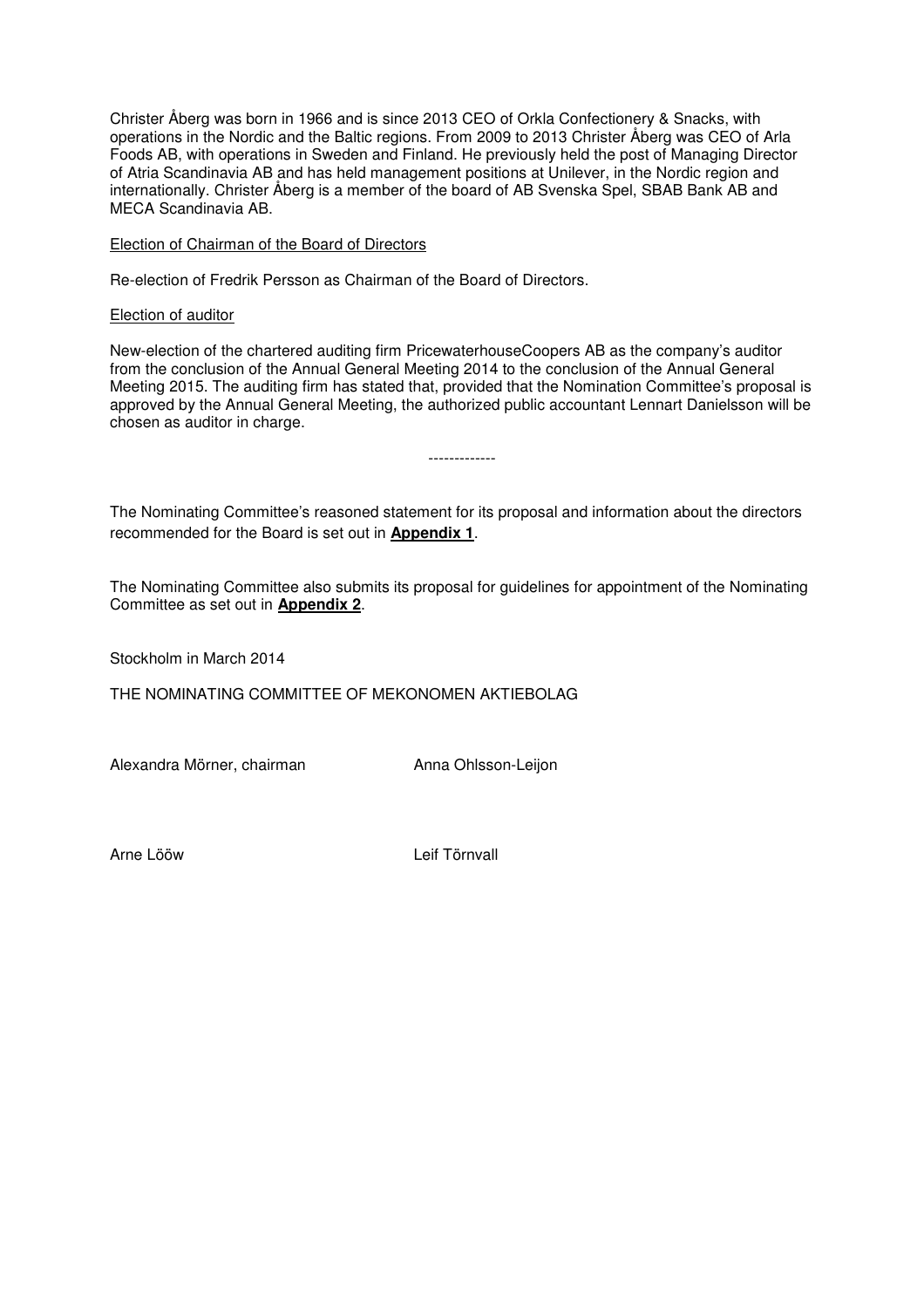Christer Åberg was born in 1966 and is since 2013 CEO of Orkla Confectionery & Snacks, with operations in the Nordic and the Baltic regions. From 2009 to 2013 Christer Åberg was CEO of Arla Foods AB, with operations in Sweden and Finland. He previously held the post of Managing Director of Atria Scandinavia AB and has held management positions at Unilever, in the Nordic region and internationally. Christer Åberg is a member of the board of AB Svenska Spel, SBAB Bank AB and MECA Scandinavia AB.

<u>Election of Chairman of the Board of Directors</u>

Re-election of Fredrik Persson as Chairman of the Board of Directors.

<u>Election of auditor</u>

New-election of the chartered auditing firm PricewaterhouseCoopers AB as the company's auditor from the conclusion of the Annual General Meeting 2014 to the conclusion of the Annual General Meeting 2015. The auditing firm has stated that, provided that the Nomination Committee's proposal is approved by the Annual General Meeting, the authorized public accountant Lennart Danielsson will be chosen as auditor in charge.

-------------

The Nominating Committee's reasoned statement for its proposal and information about the directors recommended for the Board is set out in **<u>Appendix 1</u>**.

The Nominating Committee also submits its proposal for guidelines for appointment of the Nominating Committee as set out in **<u>Appendix 2</u>**.

Stockholm in March 2014

THE NOMINATING COMMITTEE OF MEKONOMEN AKTIEBOLAG

Alexandra Mörner, chairman

Anna Ohlsson-Leijon

Arne Lööw

Leif Törnvall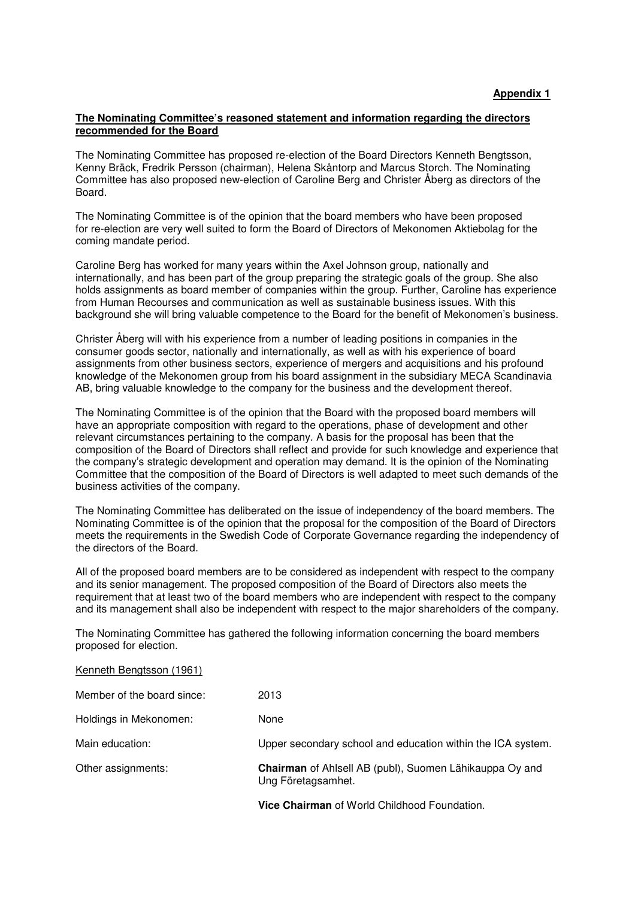**Appendix 1**

**The Nominating Committee's reasoned statement and information regarding the directors recommended for the Board**

The Nominating Committee has proposed re-election of the Board Directors Kenneth Bengtsson, Kenny Bräck, Fredrik Persson (chairman), Helena Skåntorp and Marcus Storch. The Nominating Committee has also proposed new-election of Caroline Berg and Christer Åberg as directors of the Board.

The Nominating Committee is of the opinion that the board members who have been proposed for re-election are very well suited to form the Board of Directors of Mekonomen Aktiebolag for the coming mandate period.

Caroline Berg has worked for many years within the Axel Johnson group, nationally and internationally, and has been part of the group preparing the strategic goals of the group. She also holds assignments as board member of companies within the group. Further, Caroline has experience from Human Recourses and communication as well as sustainable business issues. With this background she will bring valuable competence to the Board for the benefit of Mekonomen's business.

Christer Åberg will with his experience from a number of leading positions in companies in the consumer goods sector, nationally and internationally, as well as with his experience of board assignments from other business sectors, experience of mergers and acquisitions and his profound knowledge of the Mekonomen group from his board assignment in the subsidiary MECA Scandinavia AB, bring valuable knowledge to the company for the business and the development thereof.

The Nominating Committee is of the opinion that the Board with the proposed board members will have an appropriate composition with regard to the operations, phase of development and other relevant circumstances pertaining to the company. A basis for the proposal has been that the composition of the Board of Directors shall reflect and provide for such knowledge and experience that the company's strategic development and operation may demand. It is the opinion of the Nominating Committee that the composition of the Board of Directors is well adapted to meet such demands of the business activities of the company.

The Nominating Committee has deliberated on the issue of independency of the board members. The Nominating Committee is of the opinion that the proposal for the composition of the Board of Directors meets the requirements in the Swedish Code of Corporate Governance regarding the independency of the directors of the Board.

All of the proposed board members are to be considered as independent with respect to the company and its senior management. The proposed composition of the Board of Directors also meets the requirement that at least two of the board members who are independent with respect to the company and its management shall also be independent with respect to the major shareholders of the company.

The Nominating Committee has gathered the following information concerning the board members proposed for election.

Kenneth Bengtsson (1961)

| | |
|---|---|
| Member of the board since: | 2013 |
| Holdings in Mekonomen: | None |
| Main education: | Upper secondary school and education within the ICA system. |
| Other assignments: | **Chairman** of Ahlsell AB (publ), Suomen Lähikauppa Oy and Ung Företagsamhet. |
| | **Vice Chairman** of World Childhood Foundation. |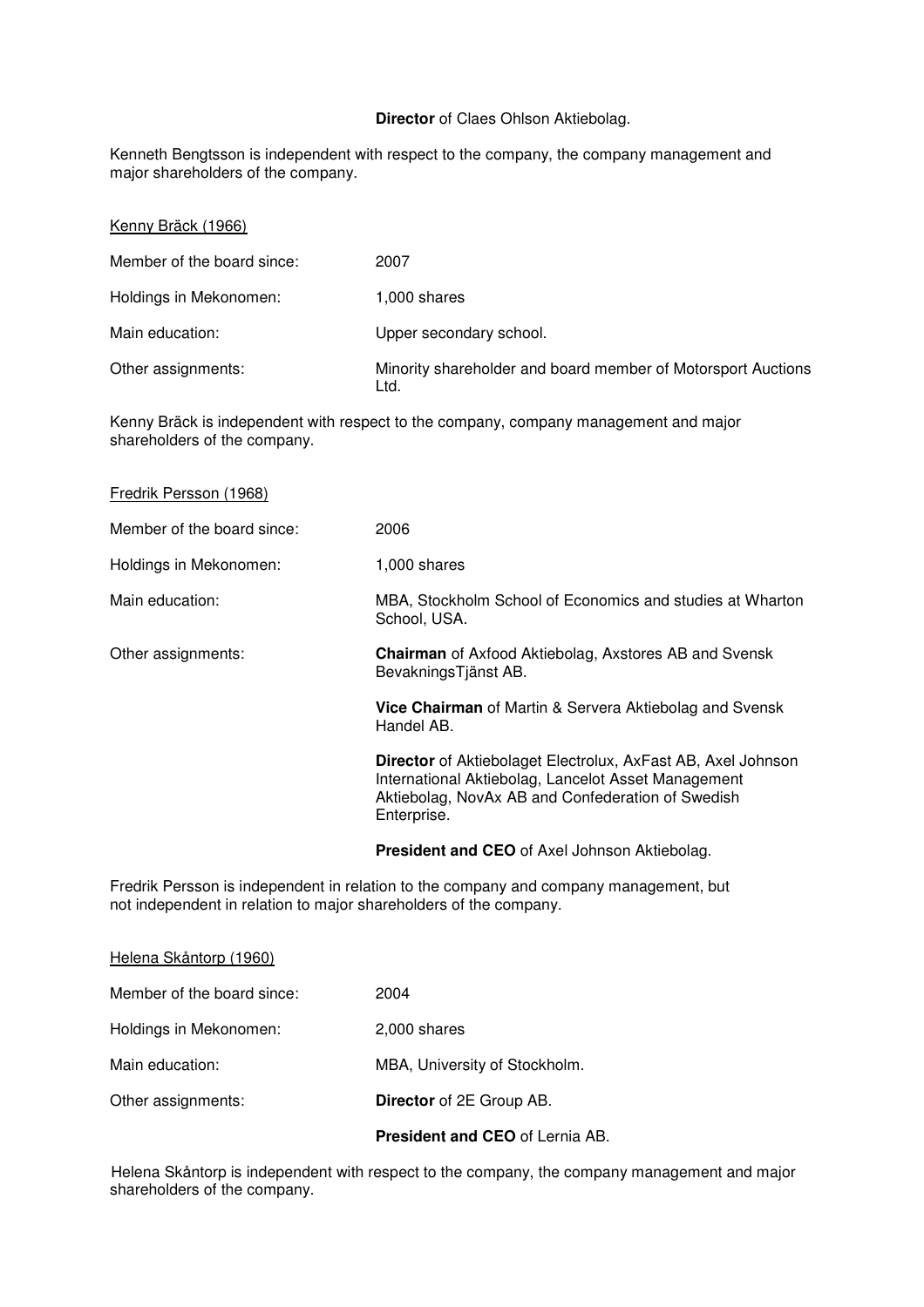**Director** of Claes Ohlson Aktiebolag.

Kenneth Bengtsson is independent with respect to the company, the company management and major shareholders of the company.

<u>Kenny Bräck (1966)</u>

Member of the board since: 2007

Holdings in Mekonomen: 1,000 shares

Main education: Upper secondary school.

Other assignments: Minority shareholder and board member of Motorsport Auctions Ltd.

Kenny Bräck is independent with respect to the company, company management and major shareholders of the company.

<u>Fredrik Persson (1968)</u>

Member of the board since: 2006

Holdings in Mekonomen: 1,000 shares

Main education: MBA, Stockholm School of Economics and studies at Wharton School, USA.

Other assignments: **Chairman** of Axfood Aktiebolag, Axstores AB and Svensk BevakningsTjänst AB.

**Vice Chairman** of Martin & Servera Aktiebolag and Svensk Handel AB.

**Director** of Aktiebolaget Electrolux, AxFast AB, Axel Johnson International Aktiebolag, Lancelot Asset Management Aktiebolag, NovAx AB and Confederation of Swedish Enterprise.

**President and CEO** of Axel Johnson Aktiebolag.

Fredrik Persson is independent in relation to the company and company management, but not independent in relation to major shareholders of the company.

<u>Helena Skåntorp (1960)</u>

Member of the board since: 2004

Holdings in Mekonomen: 2,000 shares

Main education: MBA, University of Stockholm.

Other assignments: **Director** of 2E Group AB.

**President and CEO** of Lernia AB.

Helena Skåntorp is independent with respect to the company, the company management and major shareholders of the company.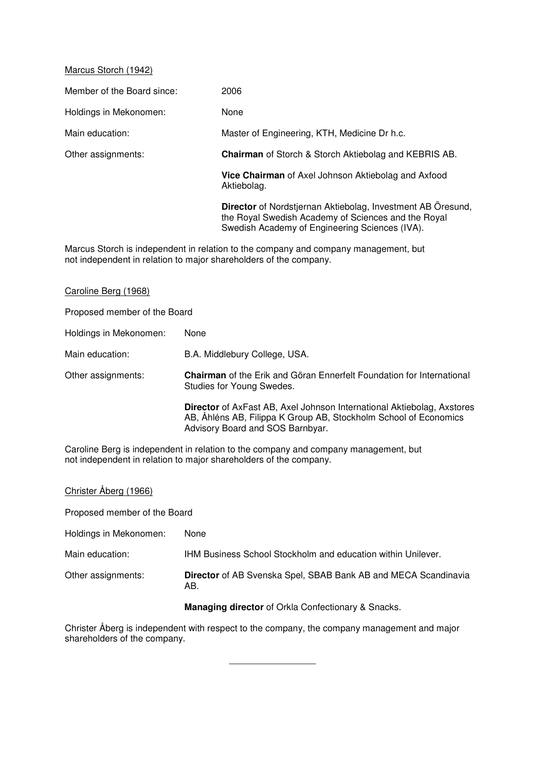Marcus Storch (1942)

Member of the Board since: 2006

Holdings in Mekonomen: None

Main education: Master of Engineering, KTH, Medicine Dr h.c.

Other assignments: **Chairman** of Storch & Storch Aktiebolag and KEBRIS AB.

**Vice Chairman** of Axel Johnson Aktiebolag and Axfood Aktiebolag.

**Director** of Nordstjernan Aktiebolag, Investment AB Öresund, the Royal Swedish Academy of Sciences and the Royal Swedish Academy of Engineering Sciences (IVA).

Marcus Storch is independent in relation to the company and company management, but not independent in relation to major shareholders of the company.

Caroline Berg (1968)

Proposed member of the Board

Holdings in Mekonomen: None

Main education: B.A. Middlebury College, USA.

Other assignments: **Chairman** of the Erik and Göran Ennerfelt Foundation for International Studies for Young Swedes.

**Director** of AxFast AB, Axel Johnson International Aktiebolag, Axstores AB, Åhléns AB, Filippa K Group AB, Stockholm School of Economics Advisory Board and SOS Barnbyar.

Caroline Berg is independent in relation to the company and company management, but not independent in relation to major shareholders of the company.

Christer Åberg (1966)

Proposed member of the Board

Holdings in Mekonomen: None

Main education: IHM Business School Stockholm and education within Unilever.

Other assignments: **Director** of AB Svenska Spel, SBAB Bank AB and MECA Scandinavia AB.

**Managing director** of Orkla Confectionary & Snacks.

Christer Åberg is independent with respect to the company, the company management and major shareholders of the company.

\_\_\_\_\_\_\_\_\_\_\_\_\_\_\_\_\_\_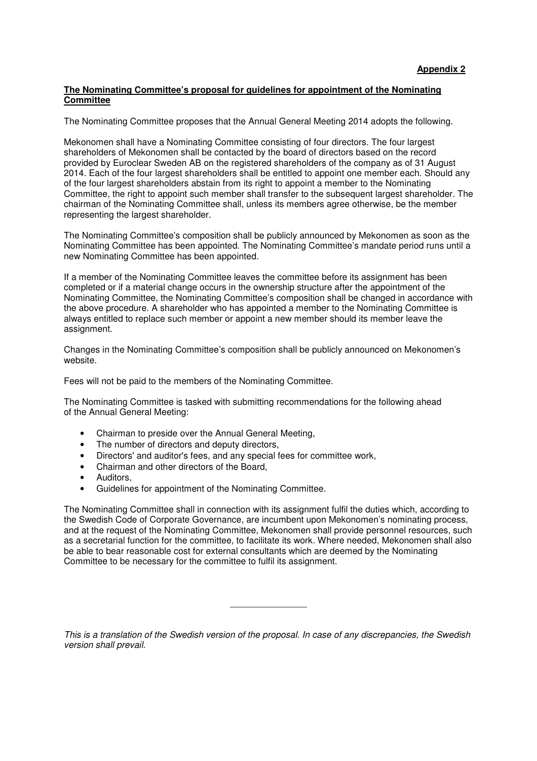**Appendix 2**

**The Nominating Committee's proposal for guidelines for appointment of the Nominating Committee**

The Nominating Committee proposes that the Annual General Meeting 2014 adopts the following.

Mekonomen shall have a Nominating Committee consisting of four directors. The four largest shareholders of Mekonomen shall be contacted by the board of directors based on the record provided by Euroclear Sweden AB on the registered shareholders of the company as of 31 August 2014. Each of the four largest shareholders shall be entitled to appoint one member each. Should any of the four largest shareholders abstain from its right to appoint a member to the Nominating Committee, the right to appoint such member shall transfer to the subsequent largest shareholder. The chairman of the Nominating Committee shall, unless its members agree otherwise, be the member representing the largest shareholder.

The Nominating Committee's composition shall be publicly announced by Mekonomen as soon as the Nominating Committee has been appointed. The Nominating Committee's mandate period runs until a new Nominating Committee has been appointed.

If a member of the Nominating Committee leaves the committee before its assignment has been completed or if a material change occurs in the ownership structure after the appointment of the Nominating Committee, the Nominating Committee's composition shall be changed in accordance with the above procedure. A shareholder who has appointed a member to the Nominating Committee is always entitled to replace such member or appoint a new member should its member leave the assignment.

Changes in the Nominating Committee's composition shall be publicly announced on Mekonomen's website.

Fees will not be paid to the members of the Nominating Committee.

The Nominating Committee is tasked with submitting recommendations for the following ahead of the Annual General Meeting:

- Chairman to preside over the Annual General Meeting,
- The number of directors and deputy directors,
- Directors' and auditor's fees, and any special fees for committee work,
- Chairman and other directors of the Board,
- Auditors,
- Guidelines for appointment of the Nominating Committee.

The Nominating Committee shall in connection with its assignment fulfil the duties which, according to the Swedish Code of Corporate Governance, are incumbent upon Mekonomen's nominating process, and at the request of the Nominating Committee, Mekonomen shall provide personnel resources, such as a secretarial function for the committee, to facilitate its work. Where needed, Mekonomen shall also be able to bear reasonable cost for external consultants which are deemed by the Nominating Committee to be necessary for the committee to fulfil its assignment.

---

*This is a translation of the Swedish version of the proposal. In case of any discrepancies, the Swedish version shall prevail.*